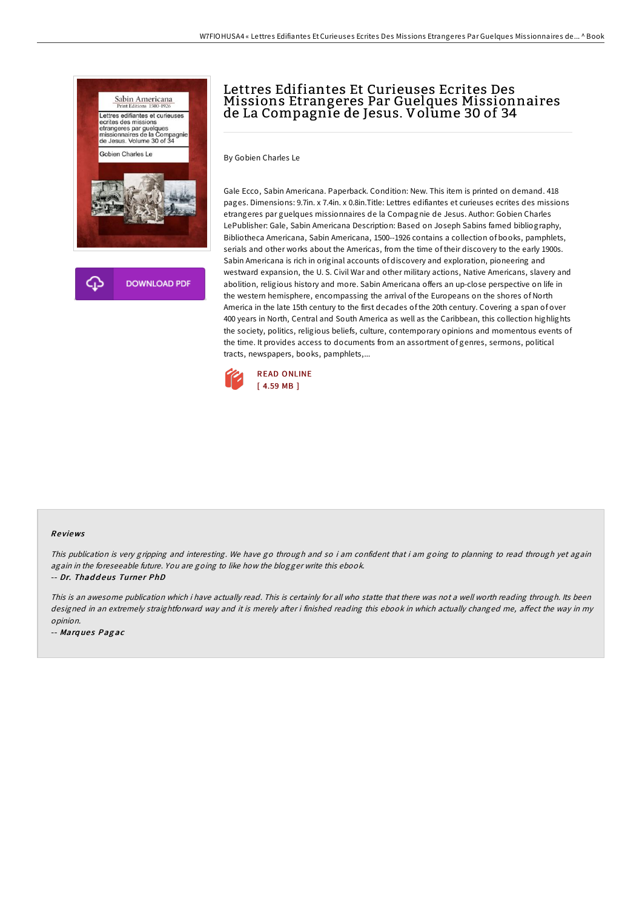# Lettres Edifiantes Et Curieuses Ecrites Des Missions Etrangeres Par Guelques Missionnaires de La Compagnie de Jesus. Volume 30 of 34

By Gobien Charles Le

Gale Ecco, Sabin Americana. Paperback. Condition: New. This item is printed on demand. 418 pages. Dimensions: 9.7in. x 7.4in. x 0.8in.Title: Lettres edifiantes et curieuses ecrites des missions etrangeres par guelques missionnaires de la Compagnie de Jesus. Author: Gobien Charles LePublisher: Gale, Sabin Americana Description: Based on Joseph Sabins famed bibliography, Bibliotheca Americana, Sabin Americana, 1500--1926 contains a collection of books, pamphlets, serials and other works about the Americas, from the time of their discovery to the early 1900s. Sabin Americana is rich in original accounts of discovery and exploration, pioneering and westward expansion, the U. S. Civil War and other military actions, Native Americans, slavery and abolition, religious history and more. Sabin Americana offers an up-close perspective on life in the western hemisphere, encompassing the arrival of the Europeans on the shores of North America in the late 15th century to the first decades of the 20th century. Covering a span of over 400 years in North, Central and South America as well as the Caribbean, this collection highlights the society, politics, religious beliefs, culture, contemporary opinions and momentous events of the time. It provides access to documents from an assortment of genres, sermons, political tracts, newspapers, books, pamphlets,...

READ ONLINE
[ 4.59 MB ]

## Reviews

*This publication is very gripping and interesting. We have go through and so i am confident that i am going to planning to read through yet again again in the foreseeable future. You are going to like how the blogger write this ebook.*

-- *Dr. Thaddeus Turner PhD*

*This is an awesome publication which i have actually read. This is certainly for all who statte that there was not a well worth reading through. Its been designed in an extremely straightforward way and it is merely after i finished reading this ebook in which actually changed me, affect the way in my opinion.*

-- *Marques Pagac*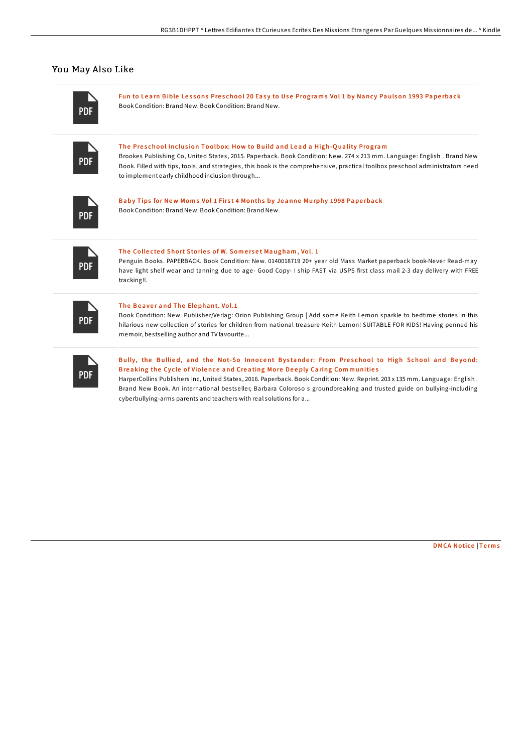## You May Also Like

**Fun to Learn Bible Lessons Preschool 20 Easy to Use Programs Vol 1 by Nancy Paulson 1993 Paperback**
Book Condition: Brand New. Book Condition: Brand New.

**The Preschool Inclusion Toolbox: How to Build and Lead a High-Quality Program**
Brookes Publishing Co, United States, 2015. Paperback. Book Condition: New. 274 x 213 mm. Language: English . Brand New Book. Filled with tips, tools, and strategies, this book is the comprehensive, practical toolbox preschool administrators need to implement early childhood inclusion through...

**Baby Tips for New Moms Vol 1 First 4 Months by Jeanne Murphy 1998 Paperback**
Book Condition: Brand New. Book Condition: Brand New.

**The Collected Short Stories of W. Somerset Maugham, Vol. 1**
Penguin Books. PAPERBACK. Book Condition: New. 0140018719 20+ year old Mass Market paperback book-Never Read-may have light shelf wear and tanning due to age- Good Copy- I ship FAST via USPS first class mail 2-3 day delivery with FREE tracking!!.

**The Beaver and The Elephant. Vol.1**
Book Condition: New. Publisher/Verlag: Orion Publishing Group | Add some Keith Lemon sparkle to bedtime stories in this hilarious new collection of stories for children from national treasure Keith Lemon! SUITABLE FOR KIDS! Having penned his memoir, bestselling author and TV favourite...

**Bully, the Bullied, and the Not-So Innocent Bystander: From Preschool to High School and Beyond: Breaking the Cycle of Violence and Creating More Deeply Caring Communities**
HarperCollins Publishers Inc, United States, 2016. Paperback. Book Condition: New. Reprint. 203 x 135 mm. Language: English . Brand New Book. An international bestseller, Barbara Coloroso s groundbreaking and trusted guide on bullying-including cyberbullying-arms parents and teachers with real solutions for a...